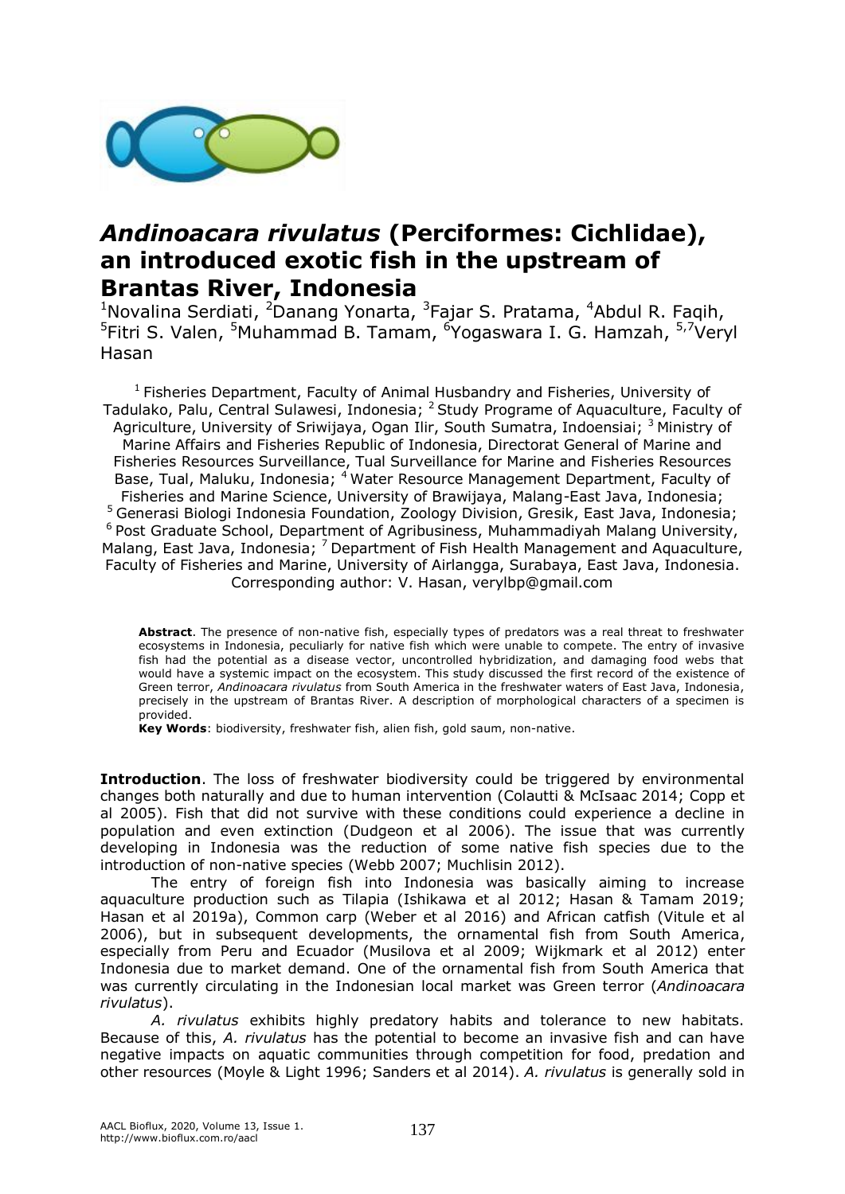# *Andinoacara rivulatus* (Perciformes: Cichlidae), an introduced exotic fish in the upstream of Brantas River, Indonesia

[1]Novalina Serdiati, [2]Danang Yonarta, [3]Fajar S. Pratama, [4]Abdul R. Faqih, [5]Fitri S. Valen, [5]Muhammad B. Tamam, [6]Yogaswara I. G. Hamzah, [5,7]Veryl Hasan

[1] Fisheries Department, Faculty of Animal Husbandry and Fisheries, University of Tadulako, Palu, Central Sulawesi, Indonesia; [2] Study Programe of Aquaculture, Faculty of Agriculture, University of Sriwijaya, Ogan Ilir, South Sumatra, Indoensiai; [3] Ministry of Marine Affairs and Fisheries Republic of Indonesia, Directorat General of Marine and Fisheries Resources Surveillance, Tual Surveillance for Marine and Fisheries Resources Base, Tual, Maluku, Indonesia; [4] Water Resource Management Department, Faculty of Fisheries and Marine Science, University of Brawijaya, Malang-East Java, Indonesia; [5] Generasi Biologi Indonesia Foundation, Zoology Division, Gresik, East Java, Indonesia; [6] Post Graduate School, Department of Agribusiness, Muhammadiyah Malang University, Malang, East Java, Indonesia; [7] Department of Fish Health Management and Aquaculture, Faculty of Fisheries and Marine, University of Airlangga, Surabaya, East Java, Indonesia. Corresponding author: V. Hasan, verylbp@gmail.com

**Abstract**. The presence of non-native fish, especially types of predators was a real threat to freshwater ecosystems in Indonesia, peculiarly for native fish which were unable to compete. The entry of invasive fish had the potential as a disease vector, uncontrolled hybridization, and damaging food webs that would have a systemic impact on the ecosystem. This study discussed the first record of the existence of Green terror, *Andinoacara rivulatus* from South America in the freshwater waters of East Java, Indonesia, precisely in the upstream of Brantas River. A description of morphological characters of a specimen is provided.

**Key Words**: biodiversity, freshwater fish, alien fish, gold saum, non-native.

**Introduction**. The loss of freshwater biodiversity could be triggered by environmental changes both naturally and due to human intervention (Colautti & McIsaac 2014; Copp et al 2005). Fish that did not survive with these conditions could experience a decline in population and even extinction (Dudgeon et al 2006). The issue that was currently developing in Indonesia was the reduction of some native fish species due to the introduction of non-native species (Webb 2007; Muchlisin 2012).

The entry of foreign fish into Indonesia was basically aiming to increase aquaculture production such as Tilapia (Ishikawa et al 2012; Hasan & Tamam 2019; Hasan et al 2019a), Common carp (Weber et al 2016) and African catfish (Vitule et al 2006), but in subsequent developments, the ornamental fish from South America, especially from Peru and Ecuador (Musilova et al 2009; Wijkmark et al 2012) enter Indonesia due to market demand. One of the ornamental fish from South America that was currently circulating in the Indonesian local market was Green terror (*Andinoacara rivulatus*).

*A. rivulatus* exhibits highly predatory habits and tolerance to new habitats. Because of this, *A. rivulatus* has the potential to become an invasive fish and can have negative impacts on aquatic communities through competition for food, predation and other resources (Moyle & Light 1996; Sanders et al 2014). *A. rivulatus* is generally sold in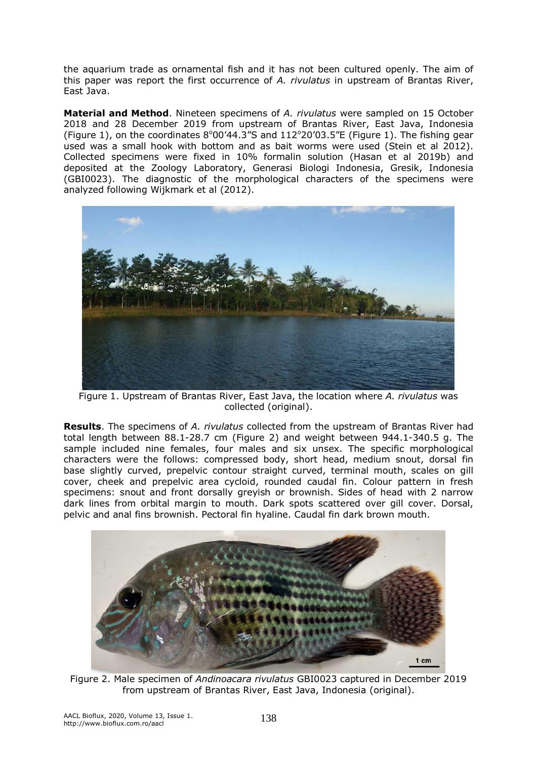the aquarium trade as ornamental fish and it has not been cultured openly. The aim of this paper was report the first occurrence of *A. rivulatus* in upstream of Brantas River, East Java.

**Material and Method**. Nineteen specimens of *A. rivulatus* were sampled on 15 October 2018 and 28 December 2019 from upstream of Brantas River, East Java, Indonesia (Figure 1), on the coordinates 8°00'44.3"S and 112°20'03.5"E (Figure 1). The fishing gear used was a small hook with bottom and as bait worms were used (Stein et al 2012). Collected specimens were fixed in 10% formalin solution (Hasan et al 2019b) and deposited at the Zoology Laboratory, Generasi Biologi Indonesia, Gresik, Indonesia (GBI0023). The diagnostic of the morphological characters of the specimens were analyzed following Wijkmark et al (2012).

Figure 1. Upstream of Brantas River, East Java, the location where *A. rivulatus* was collected (original).

**Results**. The specimens of *A. rivulatus* collected from the upstream of Brantas River had total length between 88.1-28.7 cm (Figure 2) and weight between 944.1-340.5 g. The sample included nine females, four males and six unsex. The specific morphological characters were the follows: compressed body, short head, medium snout, dorsal fin base slightly curved, prepelvic contour straight curved, terminal mouth, scales on gill cover, cheek and prepelvic area cycloid, rounded caudal fin. Colour pattern in fresh specimens: snout and front dorsally greyish or brownish. Sides of head with 2 narrow dark lines from orbital margin to mouth. Dark spots scattered over gill cover. Dorsal, pelvic and anal fins brownish. Pectoral fin hyaline. Caudal fin dark brown mouth.

Figure 2. Male specimen of *Andinoacara rivulatus* GBI0023 captured in December 2019 from upstream of Brantas River, East Java, Indonesia (original).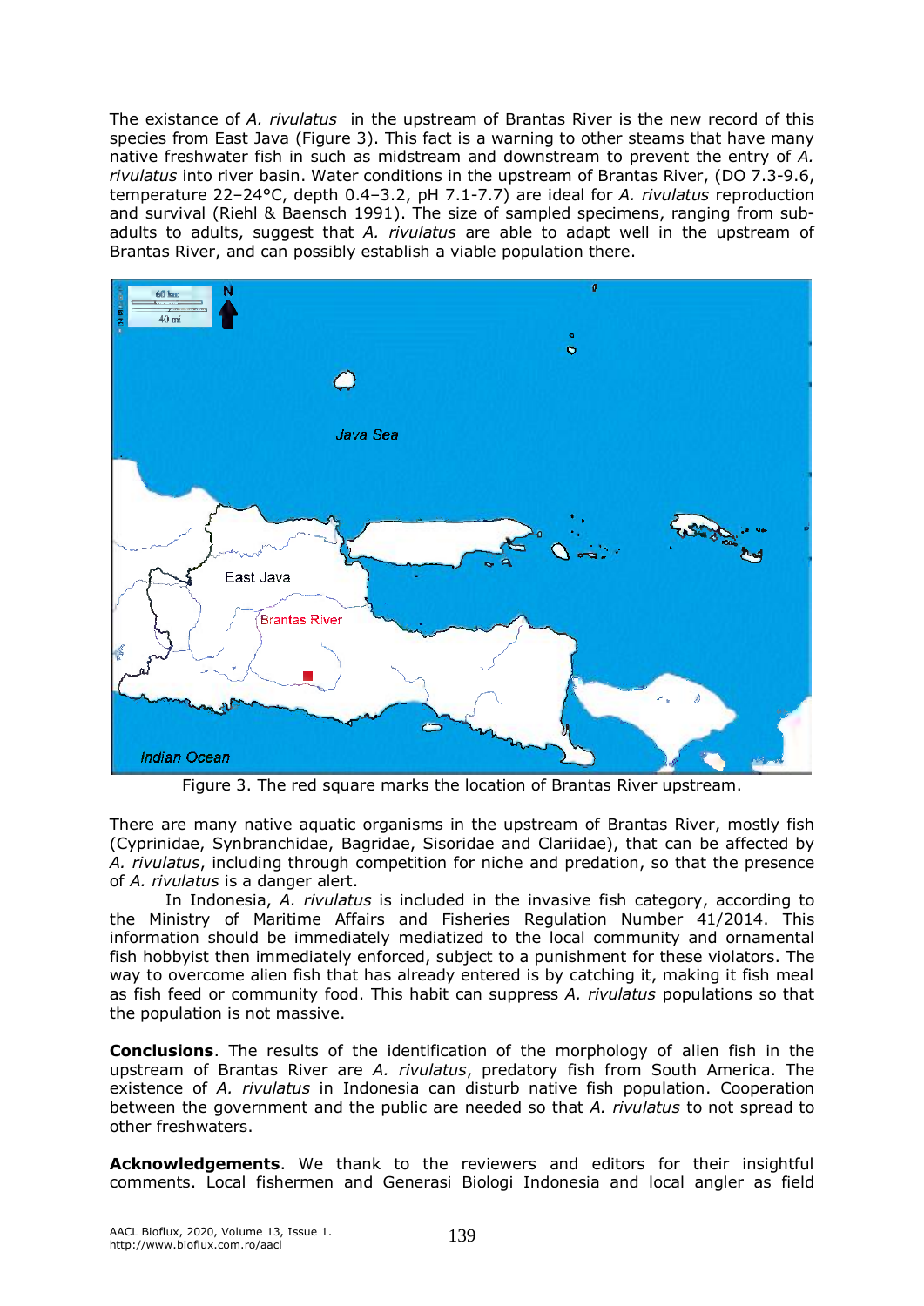The existance of *A. rivulatus* in the upstream of Brantas River is the new record of this species from East Java (Figure 3). This fact is a warning to other steams that have many native freshwater fish in such as midstream and downstream to prevent the entry of *A. rivulatus* into river basin. Water conditions in the upstream of Brantas River, (DO 7.3-9.6, temperature 22–24°C, depth 0.4–3.2, pH 7.1-7.7) are ideal for *A. rivulatus* reproduction and survival (Riehl & Baensch 1991). The size of sampled specimens, ranging from sub-adults to adults, suggest that *A. rivulatus* are able to adapt well in the upstream of Brantas River, and can possibly establish a viable population there.

Figure 3. The red square marks the location of Brantas River upstream.

There are many native aquatic organisms in the upstream of Brantas River, mostly fish (Cyprinidae, Synbranchidae, Bagridae, Sisoridae and Clariidae), that can be affected by *A. rivulatus*, including through competition for niche and predation, so that the presence of *A. rivulatus* is a danger alert.

In Indonesia, *A. rivulatus* is included in the invasive fish category, according to the Ministry of Maritime Affairs and Fisheries Regulation Number 41/2014. This information should be immediately mediatized to the local community and ornamental fish hobbyist then immediately enforced, subject to a punishment for these violators. The way to overcome alien fish that has already entered is by catching it, making it fish meal as fish feed or community food. This habit can suppress *A. rivulatus* populations so that the population is not massive.

**Conclusions**. The results of the identification of the morphology of alien fish in the upstream of Brantas River are *A. rivulatus*, predatory fish from South America. The existence of *A. rivulatus* in Indonesia can disturb native fish population. Cooperation between the government and the public are needed so that *A. rivulatus* to not spread to other freshwaters.

**Acknowledgements**. We thank to the reviewers and editors for their insightful comments. Local fishermen and Generasi Biologi Indonesia and local angler as field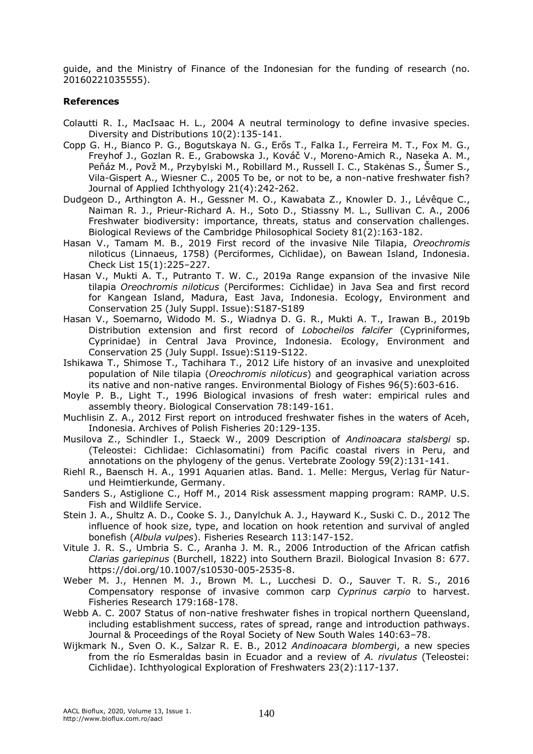guide, and the Ministry of Finance of the Indonesian for the funding of research (no. 20160221035555).

**References**

Colautti R. I., MacIsaac H. L., 2004 A neutral terminology to define invasive species. Diversity and Distributions 10(2):135-141.

Copp G. H., Bianco P. G., Bogutskaya N. G., Erős T., Falka I., Ferreira M. T., Fox M. G., Freyhof J., Gozlan R. E., Grabowska J., Kováč V., Moreno-Amich R., Naseka A. M., Peňáz M., Povž M., Przybylski M., Robillard M., Russell I. C., Stakėnas S., Šumer S., Vila-Gispert A., Wiesner C., 2005 To be, or not to be, a non-native freshwater fish? Journal of Applied Ichthyology 21(4):242-262.

Dudgeon D., Arthington A. H., Gessner M. O., Kawabata Z., Knowler D. J., Lévêque C., Naiman R. J., Prieur-Richard A. H., Soto D., Stiassny M. L., Sullivan C. A., 2006 Freshwater biodiversity: importance, threats, status and conservation challenges. Biological Reviews of the Cambridge Philosophical Society 81(2):163-182.

Hasan V., Tamam M. B., 2019 First record of the invasive Nile Tilapia, *Oreochromis* niloticus (Linnaeus, 1758) (Perciformes, Cichlidae), on Bawean Island, Indonesia. Check List 15(1):225–227.

Hasan V., Mukti A. T., Putranto T. W. C., 2019a Range expansion of the invasive Nile tilapia *Oreochromis niloticus* (Perciformes: Cichlidae) in Java Sea and first record for Kangean Island, Madura, East Java, Indonesia. Ecology, Environment and Conservation 25 (July Suppl. Issue):S187-S189

Hasan V., Soemarno, Widodo M. S., Wiadnya D. G. R., Mukti A. T., Irawan B., 2019b Distribution extension and first record of *Lobocheilos falcifer* (Cypriniformes, Cyprinidae) in Central Java Province, Indonesia. Ecology, Environment and Conservation 25 (July Suppl. Issue):S119-S122.

Ishikawa T., Shimose T., Tachihara T., 2012 Life history of an invasive and unexploited population of Nile tilapia (*Oreochromis niloticus*) and geographical variation across its native and non-native ranges. Environmental Biology of Fishes 96(5):603-616.

Moyle P. B., Light T., 1996 Biological invasions of fresh water: empirical rules and assembly theory. Biological Conservation 78:149-161.

Muchlisin Z. A., 2012 First report on introduced freshwater fishes in the waters of Aceh, Indonesia. Archives of Polish Fisheries 20:129-135.

Musilova Z., Schindler I., Staeck W., 2009 Description of *Andinoacara stalsbergi* sp. (Teleostei: Cichlidae: Cichlasomatini) from Pacific coastal rivers in Peru, and annotations on the phylogeny of the genus. Vertebrate Zoology 59(2):131-141.

Riehl R., Baensch H. A., 1991 Aquarien atlas. Band. 1. Melle: Mergus, Verlag für Natur- und Heimtierkunde, Germany.

Sanders S., Astiglione C., Hoff M., 2014 Risk assessment mapping program: RAMP. U.S. Fish and Wildlife Service.

Stein J. A., Shultz A. D., Cooke S. J., Danylchuk A. J., Hayward K., Suski C. D., 2012 The influence of hook size, type, and location on hook retention and survival of angled bonefish (*Albula vulpes*). Fisheries Research 113:147-152.

Vitule J. R. S., Umbria S. C., Aranha J. M. R., 2006 Introduction of the African catfish *Clarias gariepinus* (Burchell, 1822) into Southern Brazil. Biological Invasion 8: 677. https://doi.org/10.1007/s10530-005-2535-8.

Weber M. J., Hennen M. J., Brown M. L., Lucchesi D. O., Sauver T. R. S., 2016 Compensatory response of invasive common carp *Cyprinus carpio* to harvest. Fisheries Research 179:168-178.

Webb A. C. 2007 Status of non-native freshwater fishes in tropical northern Queensland, including establishment success, rates of spread, range and introduction pathways. Journal & Proceedings of the Royal Society of New South Wales 140:63–78.

Wijkmark N., Sven O. K., Salzar R. E. B., 2012 *Andinoacara blombergi*, a new species from the río Esmeraldas basin in Ecuador and a review of *A. rivulatus* (Teleostei: Cichlidae). Ichthyological Exploration of Freshwaters 23(2):117-137.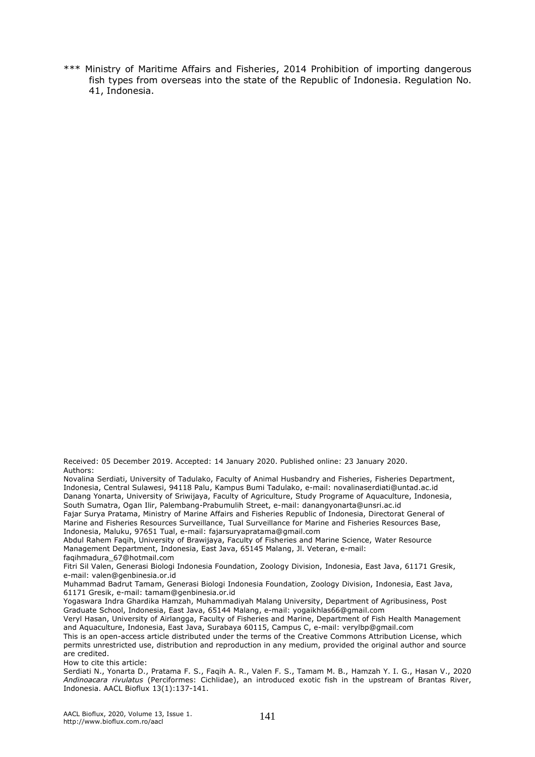*** Ministry of Maritime Affairs and Fisheries, 2014 Prohibition of importing dangerous fish types from overseas into the state of the Republic of Indonesia. Regulation No. 41, Indonesia.

Received: 05 December 2019. Accepted: 14 January 2020. Published online: 23 January 2020.

Authors:

Novalina Serdiati, University of Tadulako, Faculty of Animal Husbandry and Fisheries, Fisheries Department, Indonesia, Central Sulawesi, 94118 Palu, Kampus Bumi Tadulako, e-mail: novalinaserdiati@untad.ac.id

Danang Yonarta, University of Sriwijaya, Faculty of Agriculture, Study Programe of Aquaculture, Indonesia, South Sumatra, Ogan Ilir, Palembang-Prabumulih Street, e-mail: danangyonarta@unsri.ac.id

Fajar Surya Pratama, Ministry of Marine Affairs and Fisheries Republic of Indonesia, Directorat General of Marine and Fisheries Resources Surveillance, Tual Surveillance for Marine and Fisheries Resources Base, Indonesia, Maluku, 97651 Tual, e-mail: fajarsuryapratama@gmail.com

Abdul Rahem Faqih, University of Brawijaya, Faculty of Fisheries and Marine Science, Water Resource Management Department, Indonesia, East Java, 65145 Malang, Jl. Veteran, e-mail: faqihmadura_67@hotmail.com

Fitri Sil Valen, Generasi Biologi Indonesia Foundation, Zoology Division, Indonesia, East Java, 61171 Gresik, e-mail: valen@genbinesia.or.id

Muhammad Badrut Tamam, Generasi Biologi Indonesia Foundation, Zoology Division, Indonesia, East Java, 61171 Gresik, e-mail: tamam@genbinesia.or.id

Yogaswara Indra Ghardika Hamzah, Muhammadiyah Malang University, Department of Agribusiness, Post Graduate School, Indonesia, East Java, 65144 Malang, e-mail: yogaikhlas66@gmail.com

Veryl Hasan, University of Airlangga, Faculty of Fisheries and Marine, Department of Fish Health Management and Aquaculture, Indonesia, East Java, Surabaya 60115, Campus C, e-mail: verylbp@gmail.com

This is an open-access article distributed under the terms of the Creative Commons Attribution License, which permits unrestricted use, distribution and reproduction in any medium, provided the original author and source are credited.

How to cite this article:

Serdiati N., Yonarta D., Pratama F. S., Faqih A. R., Valen F. S., Tamam M. B., Hamzah Y. I. G., Hasan V., 2020 *Andinoacara rivulatus* (Perciformes: Cichlidae), an introduced exotic fish in the upstream of Brantas River, Indonesia. AACL Bioflux 13(1):137-141.